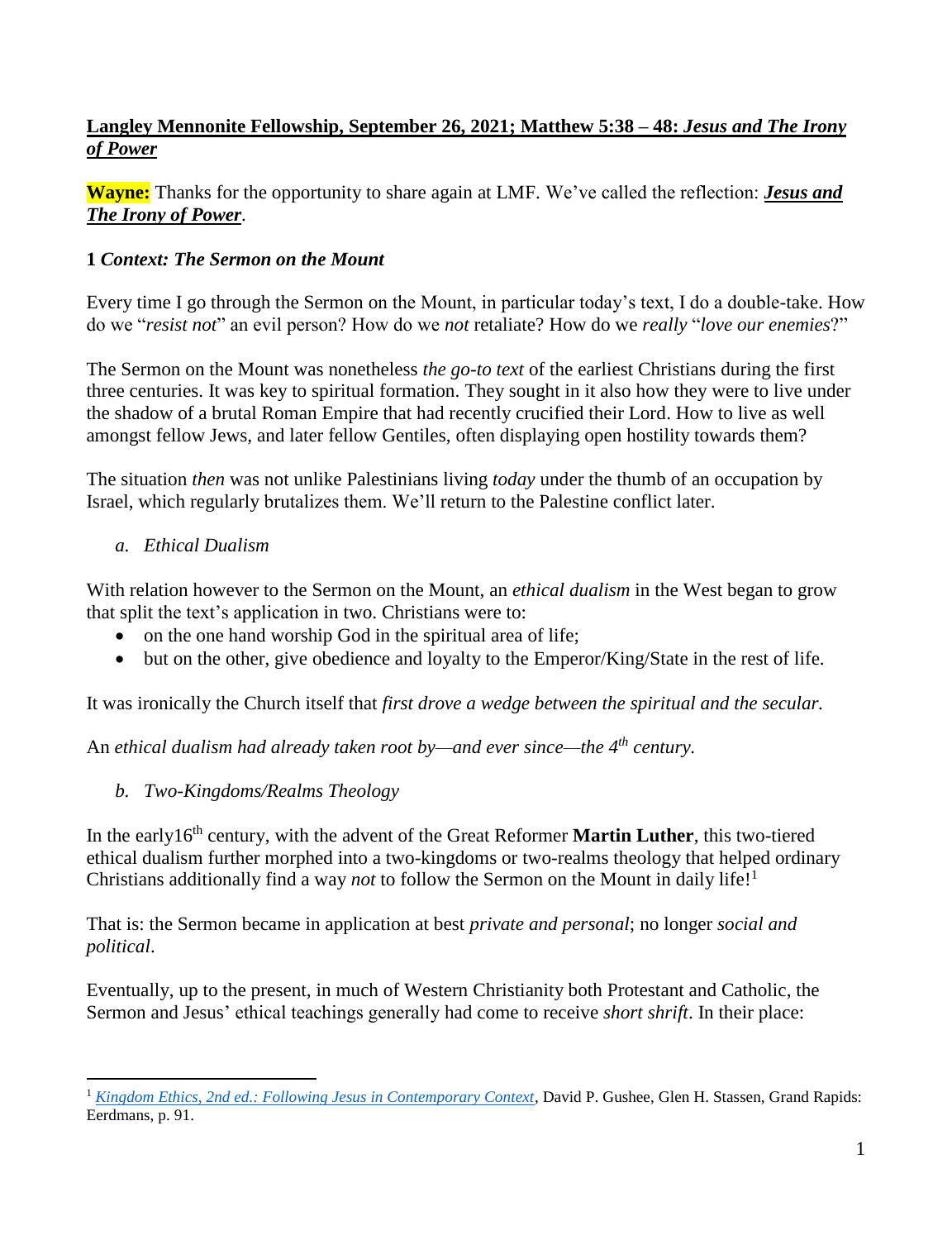**Langley Mennonite Fellowship, September 26, 2021; Matthew 5:38 – 48: *Jesus and The Irony of Power***

**Wayne:** Thanks for the opportunity to share again at LMF. We've called the reflection: ***Jesus and The Irony of Power***.

## 1 *Context: The Sermon on the Mount*

Every time I go through the Sermon on the Mount, in particular today's text, I do a double-take. How do we "*resist not*" an evil person? How do we *not* retaliate? How do we *really* "*love our enemies*?"

The Sermon on the Mount was nonetheless *the go-to text* of the earliest Christians during the first three centuries. It was key to spiritual formation. They sought in it also how they were to live under the shadow of a brutal Roman Empire that had recently crucified their Lord. How to live as well amongst fellow Jews, and later fellow Gentiles, often displaying open hostility towards them?

The situation *then* was not unlike Palestinians living *today* under the thumb of an occupation by Israel, which regularly brutalizes them. We'll return to the Palestine conflict later.

### *a. Ethical Dualism*

With relation however to the Sermon on the Mount, an *ethical dualism* in the West began to grow that split the text's application in two. Christians were to:

- on the one hand worship God in the spiritual area of life;
- but on the other, give obedience and loyalty to the Emperor/King/State in the rest of life.

It was ironically the Church itself that *first drove a wedge between the spiritual and the secular.*

An *ethical dualism had already taken root by—and ever since—the 4th century.*

### *b. Two-Kingdoms/Realms Theology*

In the early16th century, with the advent of the Great Reformer **Martin Luther**, this two-tiered ethical dualism further morphed into a two-kingdoms or two-realms theology that helped ordinary Christians additionally find a way *not* to follow the Sermon on the Mount in daily life![1]

That is: the Sermon became in application at best *private and personal*; no longer *social and political*.

Eventually, up to the present, in much of Western Christianity both Protestant and Catholic, the Sermon and Jesus' ethical teachings generally had come to receive *short shrift*. In their place:

---

[1] *Kingdom Ethics, 2nd ed.: Following Jesus in Contemporary Context*, David P. Gushee, Glen H. Stassen, Grand Rapids: Eerdmans, p. 91.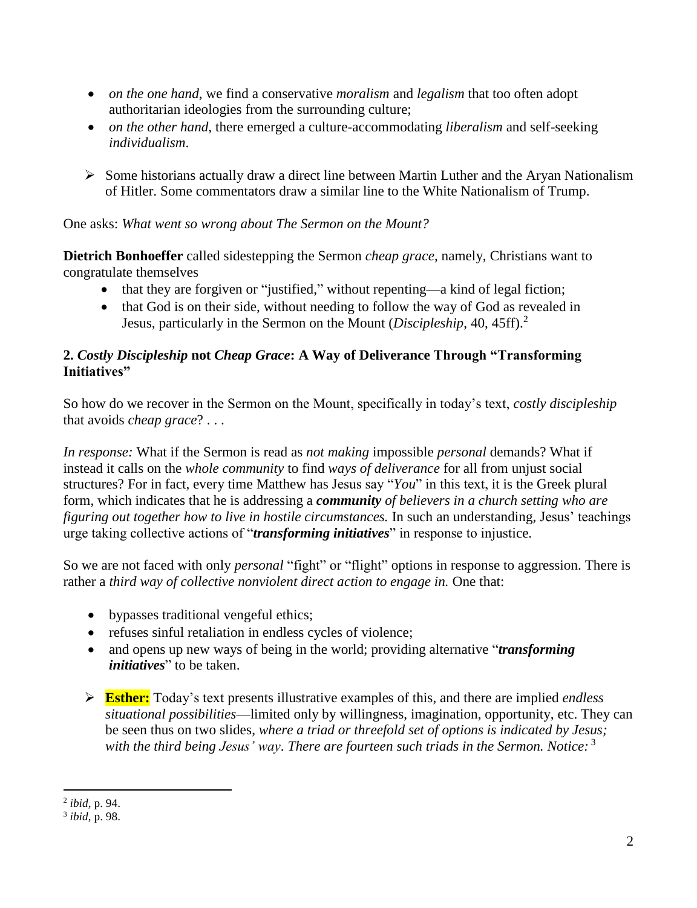- *on the one hand*, we find a conservative *moralism* and *legalism* that too often adopt authoritarian ideologies from the surrounding culture;
- *on the other hand*, there emerged a culture-accommodating *liberalism* and self-seeking *individualism*.

➢ Some historians actually draw a direct line between Martin Luther and the Aryan Nationalism of Hitler. Some commentators draw a similar line to the White Nationalism of Trump.

One asks: *What went so wrong about The Sermon on the Mount?*

**Dietrich Bonhoeffer** called sidestepping the Sermon *cheap grace*, namely, Christians want to congratulate themselves

- that they are forgiven or "justified," without repenting—a kind of legal fiction;
- that God is on their side, without needing to follow the way of God as revealed in Jesus, particularly in the Sermon on the Mount (*Discipleship*, 40, 45ff).[2]

## 2. *Costly Discipleship* not *Cheap Grace*: A Way of Deliverance Through "Transforming Initiatives"

So how do we recover in the Sermon on the Mount, specifically in today's text, *costly discipleship* that avoids *cheap grace*? . . .

*In response:* What if the Sermon is read as *not making* impossible *personal* demands? What if instead it calls on the *whole community* to find *ways of deliverance* for all from unjust social structures? For in fact, every time Matthew has Jesus say "*You*" in this text, it is the Greek plural form, which indicates that he is addressing a ***community** of believers in a church setting who are figuring out together how to live in hostile circumstances.* In such an understanding, Jesus' teachings urge taking collective actions of "***transforming initiatives***" in response to injustice.

So we are not faced with only *personal* "fight" or "flight" options in response to aggression. There is rather a *third way of collective nonviolent direct action to engage in.* One that:

- bypasses traditional vengeful ethics;
- refuses sinful retaliation in endless cycles of violence;
- and opens up new ways of being in the world; providing alternative "***transforming initiatives***" to be taken.

➢ **Esther:** Today's text presents illustrative examples of this, and there are implied *endless situational possibilities*—limited only by willingness, imagination, opportunity, etc. They can be seen thus on two slides, *where a triad or threefold set of options is indicated by Jesus; with the third being Jesus' way*. *There are fourteen such triads in the Sermon. Notice:*[3]

---

[2] *ibid*, p. 94.

[3] *ibid*, p. 98.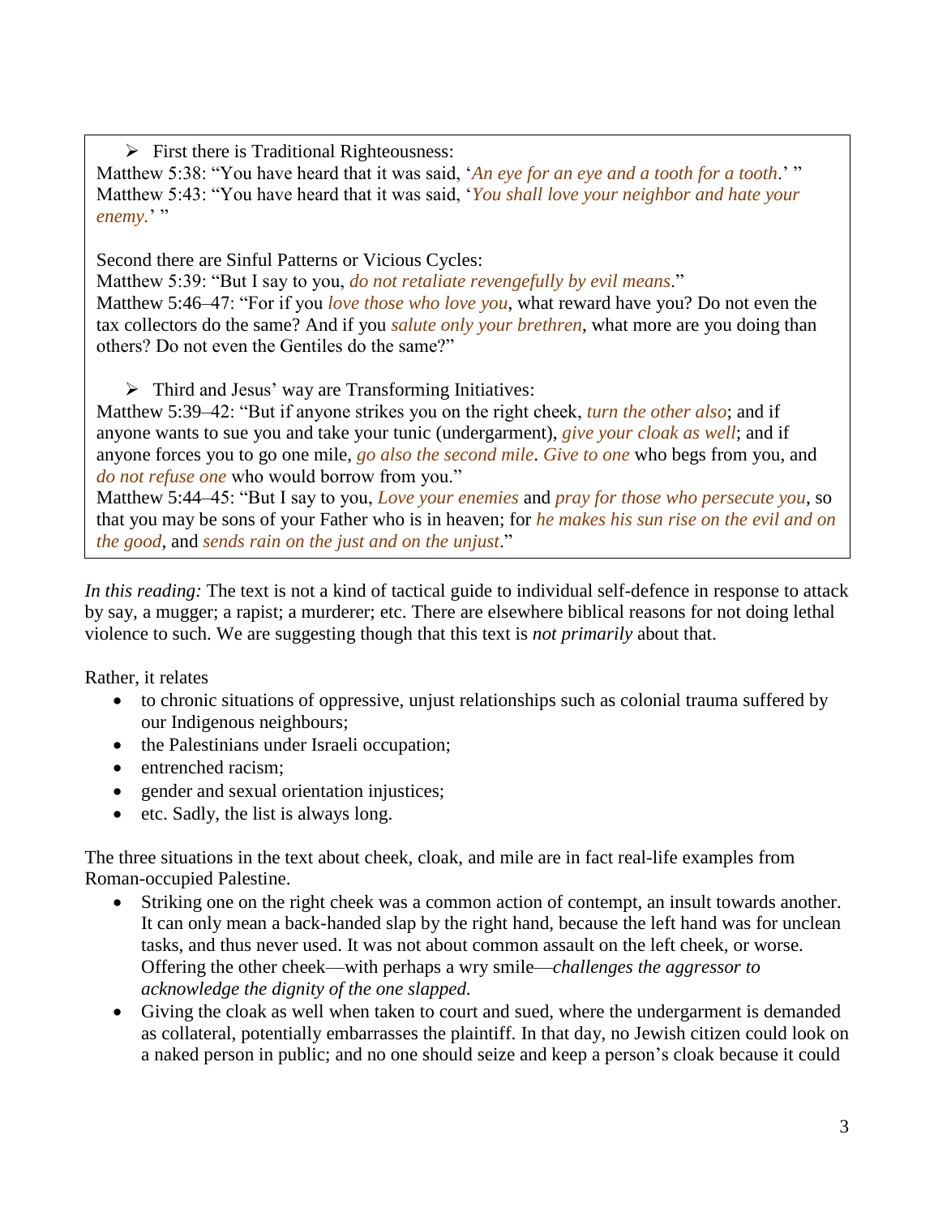- First there is Traditional Righteousness:

Matthew 5:38: "You have heard that it was said, '*An eye for an eye and a tooth for a tooth*.' "
Matthew 5:43: "You have heard that it was said, '*You shall love your neighbor and hate your enemy.*' "

Second there are Sinful Patterns or Vicious Cycles:
Matthew 5:39: "But I say to you, *do not retaliate revengefully by evil means*."
Matthew 5:46–47: "For if you *love those who love you*, what reward have you? Do not even the tax collectors do the same? And if you *salute only your brethren*, what more are you doing than others? Do not even the Gentiles do the same?"

- Third and Jesus' way are Transforming Initiatives:

Matthew 5:39–42: "But if anyone strikes you on the right cheek, *turn the other also*; and if anyone wants to sue you and take your tunic (undergarment), *give your cloak as well*; and if anyone forces you to go one mile, *go also the second mile*. *Give to one* who begs from you, and *do not refuse one* who would borrow from you."
Matthew 5:44–45: "But I say to you, *Love your enemies* and *pray for those who persecute you*, so that you may be sons of your Father who is in heaven; for *he makes his sun rise on the evil and on the good*, and *sends rain on the just and on the unjust*."

*In this reading:* The text is not a kind of tactical guide to individual self-defence in response to attack by say, a mugger; a rapist; a murderer; etc. There are elsewhere biblical reasons for not doing lethal violence to such. We are suggesting though that this text is *not primarily* about that.

Rather, it relates

- to chronic situations of oppressive, unjust relationships such as colonial trauma suffered by our Indigenous neighbours;
- the Palestinians under Israeli occupation;
- entrenched racism;
- gender and sexual orientation injustices;
- etc. Sadly, the list is always long.

The three situations in the text about cheek, cloak, and mile are in fact real-life examples from Roman-occupied Palestine.

- Striking one on the right cheek was a common action of contempt, an insult towards another. It can only mean a back-handed slap by the right hand, because the left hand was for unclean tasks, and thus never used. It was not about common assault on the left cheek, or worse. Offering the other cheek—with perhaps a wry smile—*challenges the aggressor to acknowledge the dignity of the one slapped.*
- Giving the cloak as well when taken to court and sued, where the undergarment is demanded as collateral, potentially embarrasses the plaintiff. In that day, no Jewish citizen could look on a naked person in public; and no one should seize and keep a person's cloak because it could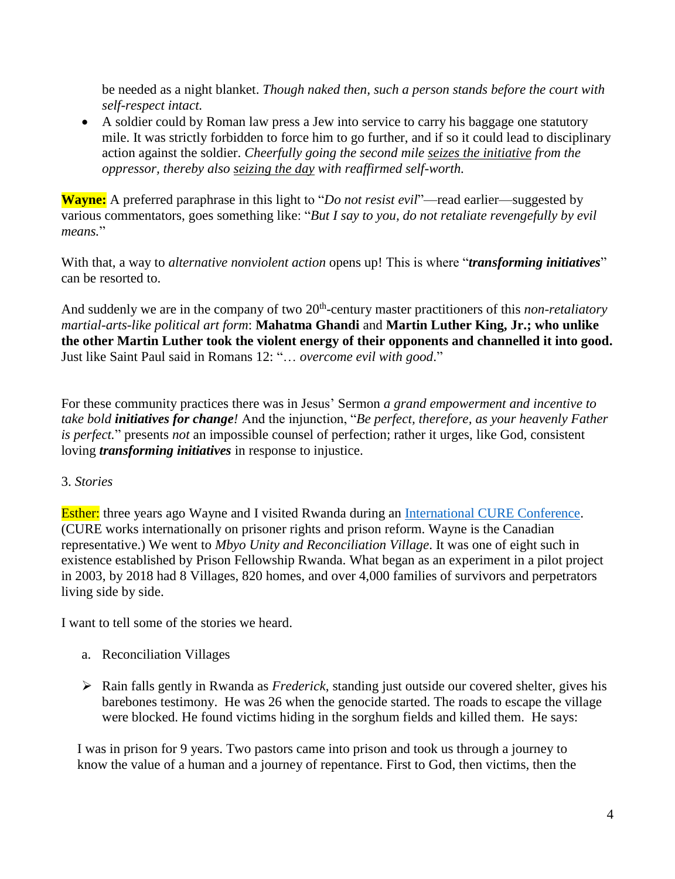be needed as a night blanket. *Though naked then, such a person stands before the court with self-respect intact.*

- A soldier could by Roman law press a Jew into service to carry his baggage one statutory mile. It was strictly forbidden to force him to go further, and if so it could lead to disciplinary action against the soldier. *Cheerfully going the second mile seizes the initiative from the oppressor, thereby also seizing the day with reaffirmed self-worth.*

**Wayne:** A preferred paraphrase in this light to "*Do not resist evil*"—read earlier—suggested by various commentators, goes something like: "*But I say to you, do not retaliate revengefully by evil means.*"

With that, a way to *alternative nonviolent action* opens up! This is where "***transforming initiatives***" can be resorted to.

And suddenly we are in the company of two 20th-century master practitioners of this *non-retaliatory martial-arts-like political art form*: **Mahatma Ghandi** and **Martin Luther King, Jr.; who unlike the other Martin Luther took the violent energy of their opponents and channelled it into good.** Just like Saint Paul said in Romans 12: "… *overcome evil with good*."

For these community practices there was in Jesus' Sermon *a grand empowerment and incentive to take bold **initiatives for change**!* And the injunction, "*Be perfect, therefore, as your heavenly Father is perfect.*" presents *not* an impossible counsel of perfection; rather it urges, like God, consistent loving ***transforming initiatives*** in response to injustice.

3. *Stories*

Esther: three years ago Wayne and I visited Rwanda during an International CURE Conference. (CURE works internationally on prisoner rights and prison reform. Wayne is the Canadian representative.) We went to *Mbyo Unity and Reconciliation Village*. It was one of eight such in existence established by Prison Fellowship Rwanda. What began as an experiment in a pilot project in 2003, by 2018 had 8 Villages, 820 homes, and over 4,000 families of survivors and perpetrators living side by side.

I want to tell some of the stories we heard.

a. Reconciliation Villages

- Rain falls gently in Rwanda as *Frederick*, standing just outside our covered shelter, gives his barebones testimony. He was 26 when the genocide started. The roads to escape the village were blocked. He found victims hiding in the sorghum fields and killed them. He says:

I was in prison for 9 years. Two pastors came into prison and took us through a journey to know the value of a human and a journey of repentance. First to God, then victims, then the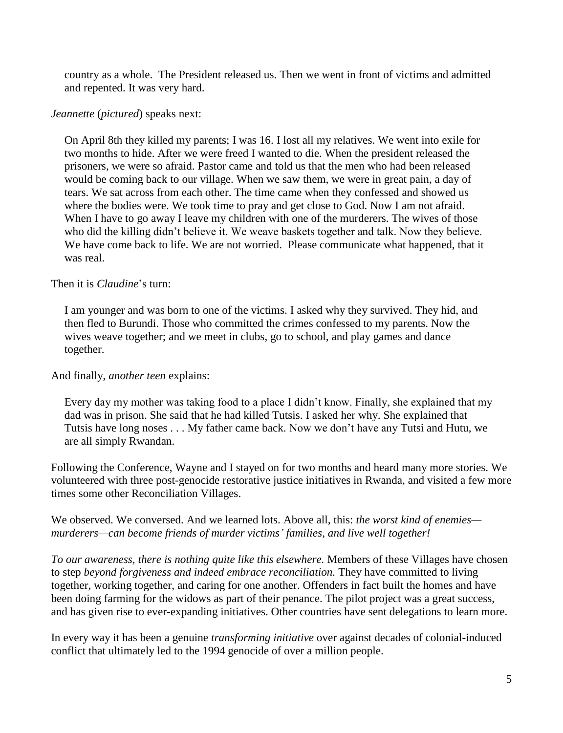> country as a whole. The President released us. Then we went in front of victims and admitted and repented. It was very hard.

*Jeannette* (*pictured*) speaks next:

> On April 8th they killed my parents; I was 16. I lost all my relatives. We went into exile for two months to hide. After we were freed I wanted to die. When the president released the prisoners, we were so afraid. Pastor came and told us that the men who had been released would be coming back to our village. When we saw them, we were in great pain, a day of tears. We sat across from each other. The time came when they confessed and showed us where the bodies were. We took time to pray and get close to God. Now I am not afraid. When I have to go away I leave my children with one of the murderers. The wives of those who did the killing didn't believe it. We weave baskets together and talk. Now they believe. We have come back to life. We are not worried. Please communicate what happened, that it was real.

Then it is *Claudine*'s turn:

> I am younger and was born to one of the victims. I asked why they survived. They hid, and then fled to Burundi. Those who committed the crimes confessed to my parents. Now the wives weave together; and we meet in clubs, go to school, and play games and dance together.

And finally, *another teen* explains:

> Every day my mother was taking food to a place I didn't know. Finally, she explained that my dad was in prison. She said that he had killed Tutsis. I asked her why. She explained that Tutsis have long noses . . . My father came back. Now we don't have any Tutsi and Hutu, we are all simply Rwandan.

Following the Conference, Wayne and I stayed on for two months and heard many more stories. We volunteered with three post-genocide restorative justice initiatives in Rwanda, and visited a few more times some other Reconciliation Villages.

We observed. We conversed. And we learned lots. Above all, this: *the worst kind of enemies—murderers—can become friends of murder victims' families, and live well together!*

*To our awareness, there is nothing quite like this elsewhere.* Members of these Villages have chosen to step *beyond forgiveness and indeed embrace reconciliation.* They have committed to living together, working together, and caring for one another. Offenders in fact built the homes and have been doing farming for the widows as part of their penance. The pilot project was a great success, and has given rise to ever-expanding initiatives. Other countries have sent delegations to learn more.

In every way it has been a genuine *transforming initiative* over against decades of colonial-induced conflict that ultimately led to the 1994 genocide of over a million people.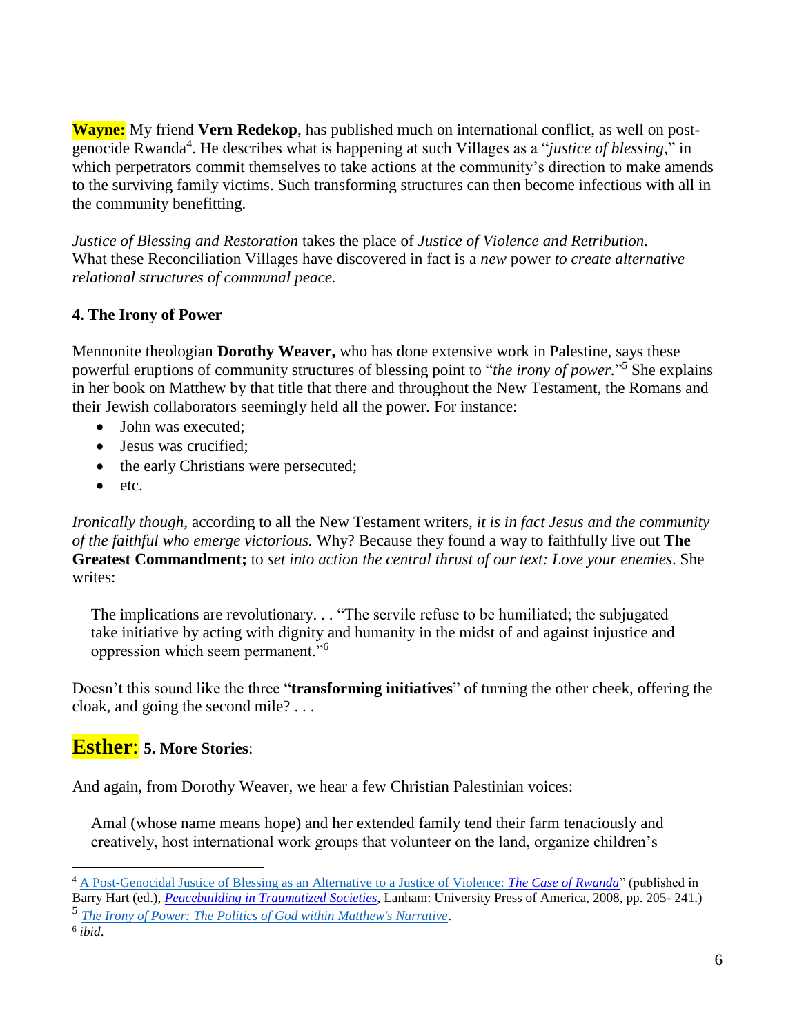**Wayne:** My friend **Vern Redekop**, has published much on international conflict, as well on post-genocide Rwanda[4]. He describes what is happening at such Villages as a "*justice of blessing*," in which perpetrators commit themselves to take actions at the community's direction to make amends to the surviving family victims. Such transforming structures can then become infectious with all in the community benefitting.

*Justice of Blessing and Restoration* takes the place of *Justice of Violence and Retribution.* What these Reconciliation Villages have discovered in fact is a *new* power *to create alternative relational structures of communal peace.*

**4. The Irony of Power**

Mennonite theologian **Dorothy Weaver,** who has done extensive work in Palestine, says these powerful eruptions of community structures of blessing point to "*the irony of power.*"[5] She explains in her book on Matthew by that title that there and throughout the New Testament, the Romans and their Jewish collaborators seemingly held all the power. For instance:

- John was executed;
- Jesus was crucified;
- the early Christians were persecuted;
- etc.

*Ironically though,* according to all the New Testament writers, *it is in fact Jesus and the community of the faithful who emerge victorious.* Why? Because they found a way to faithfully live out **The Greatest Commandment;** to *set into action the central thrust of our text: Love your enemies*. She writes:

> The implications are revolutionary. . . "The servile refuse to be humiliated; the subjugated take initiative by acting with dignity and humanity in the midst of and against injustice and oppression which seem permanent."[6]

Doesn't this sound like the three "**transforming initiatives**" of turning the other cheek, offering the cloak, and going the second mile? . . .

## **Esther**: 5. More Stories:

And again, from Dorothy Weaver, we hear a few Christian Palestinian voices:

> Amal (whose name means hope) and her extended family tend their farm tenaciously and creatively, host international work groups that volunteer on the land, organize children's

---

[4] A Post-Genocidal Justice of Blessing as an Alternative to a Justice of Violence: *The Case of Rwanda*" (published in Barry Hart (ed.), *Peacebuilding in Traumatized Societies*, Lanham: University Press of America, 2008, pp. 205- 241.)

[5] *The Irony of Power: The Politics of God within Matthew's Narrative*.

[6] *ibid*.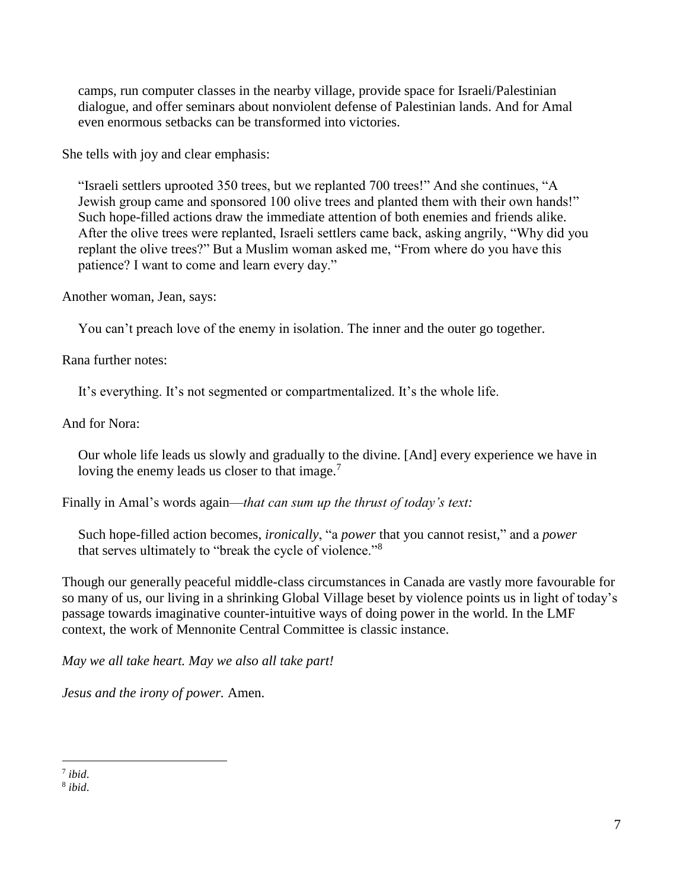camps, run computer classes in the nearby village, provide space for Israeli/Palestinian dialogue, and offer seminars about nonviolent defense of Palestinian lands. And for Amal even enormous setbacks can be transformed into victories.

She tells with joy and clear emphasis:

> "Israeli settlers uprooted 350 trees, but we replanted 700 trees!" And she continues, "A Jewish group came and sponsored 100 olive trees and planted them with their own hands!" Such hope-filled actions draw the immediate attention of both enemies and friends alike. After the olive trees were replanted, Israeli settlers came back, asking angrily, "Why did you replant the olive trees?" But a Muslim woman asked me, "From where do you have this patience? I want to come and learn every day."

Another woman, Jean, says:

> You can't preach love of the enemy in isolation. The inner and the outer go together.

Rana further notes:

> It's everything. It's not segmented or compartmentalized. It's the whole life.

And for Nora:

> Our whole life leads us slowly and gradually to the divine. [And] every experience we have in loving the enemy leads us closer to that image.[7]

Finally in Amal's words again—*that can sum up the thrust of today's text:*

> Such hope-filled action becomes, *ironically*, "a *power* that you cannot resist," and a *power* that serves ultimately to "break the cycle of violence."[8]

Though our generally peaceful middle-class circumstances in Canada are vastly more favourable for so many of us, our living in a shrinking Global Village beset by violence points us in light of today's passage towards imaginative counter-intuitive ways of doing power in the world. In the LMF context, the work of Mennonite Central Committee is classic instance.

*May we all take heart. May we also all take part!*

*Jesus and the irony of power.* Amen.

---

[7] *ibid*.

[8] *ibid*.